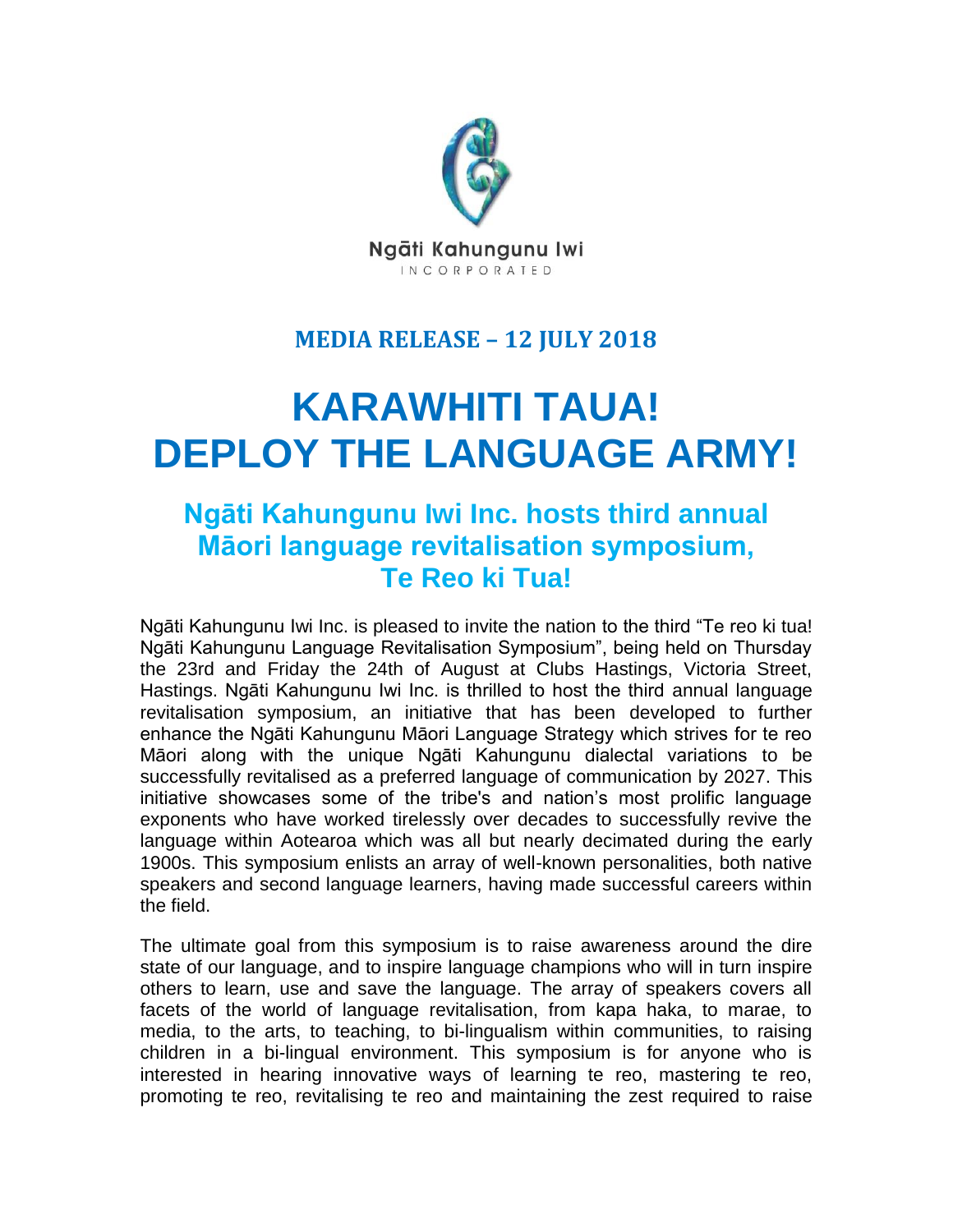Ngāti Kahungunu Iwi

INCORPORATED

**MEDIA RELEASE – 12 JULY 2018**

# KARAWHITI TAUA!
# DEPLOY THE LANGUAGE ARMY!

## Ngāti Kahungunu Iwi Inc. hosts third annual Māori language revitalisation symposium, Te Reo ki Tua!

Ngāti Kahungunu Iwi Inc. is pleased to invite the nation to the third "Te reo ki tua! Ngāti Kahungunu Language Revitalisation Symposium", being held on Thursday the 23rd and Friday the 24th of August at Clubs Hastings, Victoria Street, Hastings. Ngāti Kahungunu Iwi Inc. is thrilled to host the third annual language revitalisation symposium, an initiative that has been developed to further enhance the Ngāti Kahungunu Māori Language Strategy which strives for te reo Māori along with the unique Ngāti Kahungunu dialectal variations to be successfully revitalised as a preferred language of communication by 2027. This initiative showcases some of the tribe's and nation's most prolific language exponents who have worked tirelessly over decades to successfully revive the language within Aotearoa which was all but nearly decimated during the early 1900s. This symposium enlists an array of well-known personalities, both native speakers and second language learners, having made successful careers within the field.

The ultimate goal from this symposium is to raise awareness around the dire state of our language, and to inspire language champions who will in turn inspire others to learn, use and save the language. The array of speakers covers all facets of the world of language revitalisation, from kapa haka, to marae, to media, to the arts, to teaching, to bi-lingualism within communities, to raising children in a bi-lingual environment. This symposium is for anyone who is interested in hearing innovative ways of learning te reo, mastering te reo, promoting te reo, revitalising te reo and maintaining the zest required to raise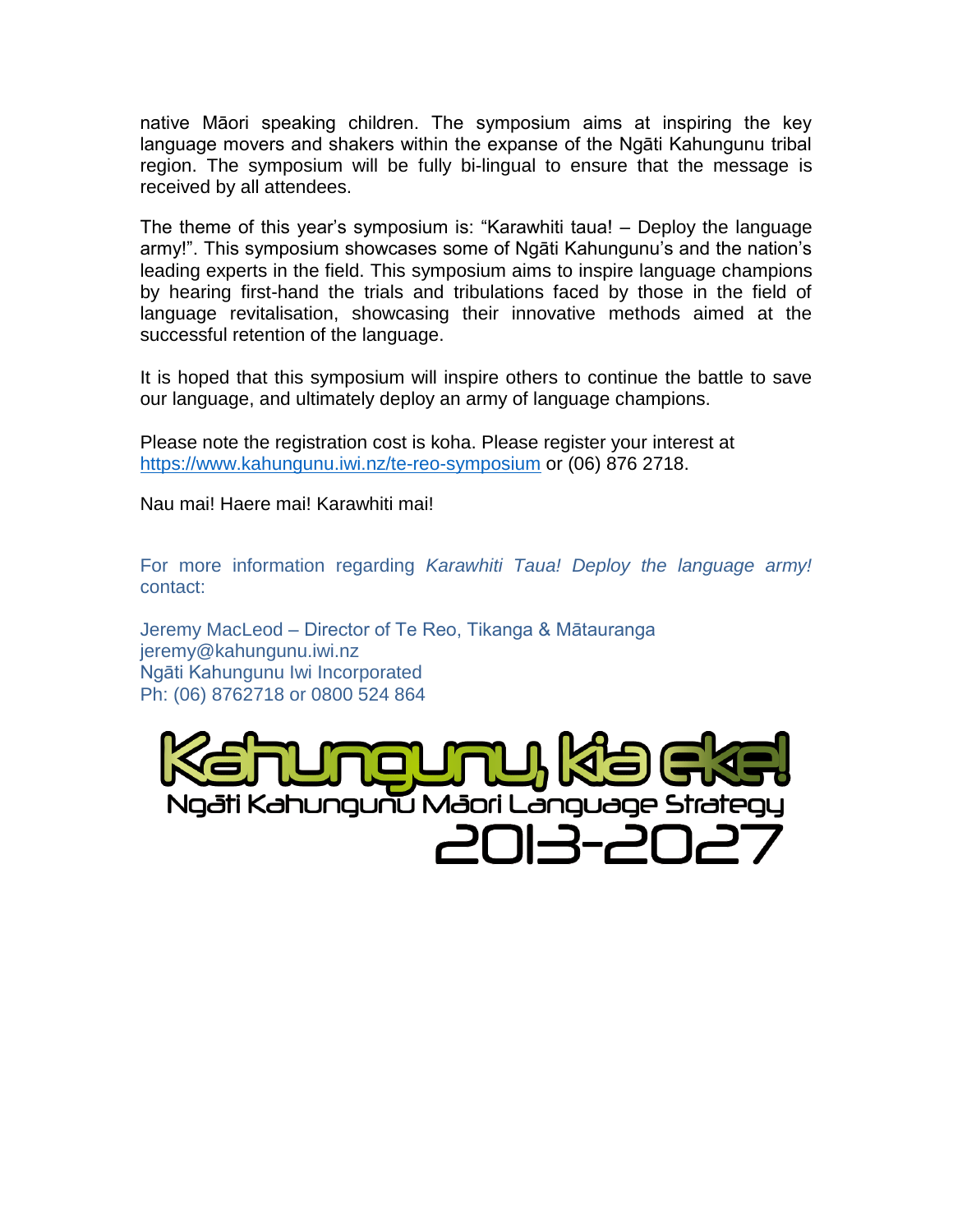native Māori speaking children. The symposium aims at inspiring the key language movers and shakers within the expanse of the Ngāti Kahungunu tribal region. The symposium will be fully bi-lingual to ensure that the message is received by all attendees.

The theme of this year's symposium is: "Karawhiti taua! – Deploy the language army!". This symposium showcases some of Ngāti Kahungunu's and the nation's leading experts in the field. This symposium aims to inspire language champions by hearing first-hand the trials and tribulations faced by those in the field of language revitalisation, showcasing their innovative methods aimed at the successful retention of the language.

It is hoped that this symposium will inspire others to continue the battle to save our language, and ultimately deploy an army of language champions.

Please note the registration cost is koha. Please register your interest at [https://www.kahungunu.iwi.nz/te-reo-symposium](https://www.kahungunu.iwi.nz/te-reo-symposium) or (06) 876 2718.

Nau mai! Haere mai! Karawhiti mai!

For more information regarding *Karawhiti Taua! Deploy the language army!* contact:

Jeremy MacLeod – Director of Te Reo, Tikanga & Mātauranga
jeremy@kahungunu.iwi.nz
Ngāti Kahungunu Iwi Incorporated
Ph: (06) 8762718 or 0800 524 864

Kahungunu, kia eke!
Ngāti Kahungunu Māori Language Strategy
2013-2027